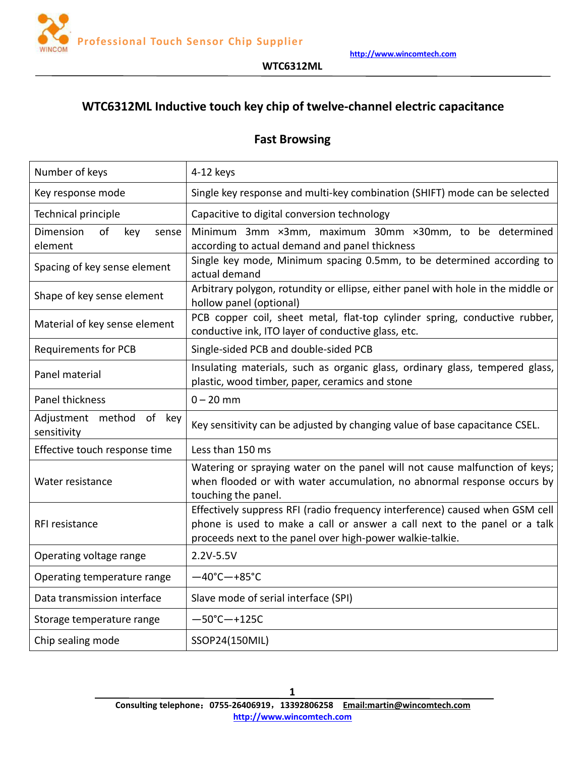# WTC6312ML Inductive touch key chip of twelve-channel electric capacitance

## Fast Browsing

| Number of keys | 4-12 keys |
|---|---|
| Key response mode | Single key response and multi-key combination (SHIFT) mode can be selected |
| Technical principle | Capacitive to digital conversion technology |
| Dimension of key sense element | Minimum 3mm ×3mm, maximum 30mm ×30mm, to be determined according to actual demand and panel thickness |
| Spacing of key sense element | Single key mode, Minimum spacing 0.5mm, to be determined according to actual demand |
| Shape of key sense element | Arbitrary polygon, rotundity or ellipse, either panel with hole in the middle or hollow panel (optional) |
| Material of key sense element | PCB copper coil, sheet metal, flat-top cylinder spring, conductive rubber, conductive ink, ITO layer of conductive glass, etc. |
| Requirements for PCB | Single-sided PCB and double-sided PCB |
| Panel material | Insulating materials, such as organic glass, ordinary glass, tempered glass, plastic, wood timber, paper, ceramics and stone |
| Panel thickness | 0 – 20 mm |
| Adjustment method of key sensitivity | Key sensitivity can be adjusted by changing value of base capacitance CSEL. |
| Effective touch response time | Less than 150 ms |
| Water resistance | Watering or spraying water on the panel will not cause malfunction of keys; when flooded or with water accumulation, no abnormal response occurs by touching the panel. |
| RFI resistance | Effectively suppress RFI (radio frequency interference) caused when GSM cell phone is used to make a call or answer a call next to the panel or a talk proceeds next to the panel over high-power walkie-talkie. |
| Operating voltage range | 2.2V-5.5V |
| Operating temperature range | —40°C—+85°C |
| Data transmission interface | Slave mode of serial interface (SPI) |
| Storage temperature range | —50°C—+125C |
| Chip sealing mode | SSOP24(150MIL) |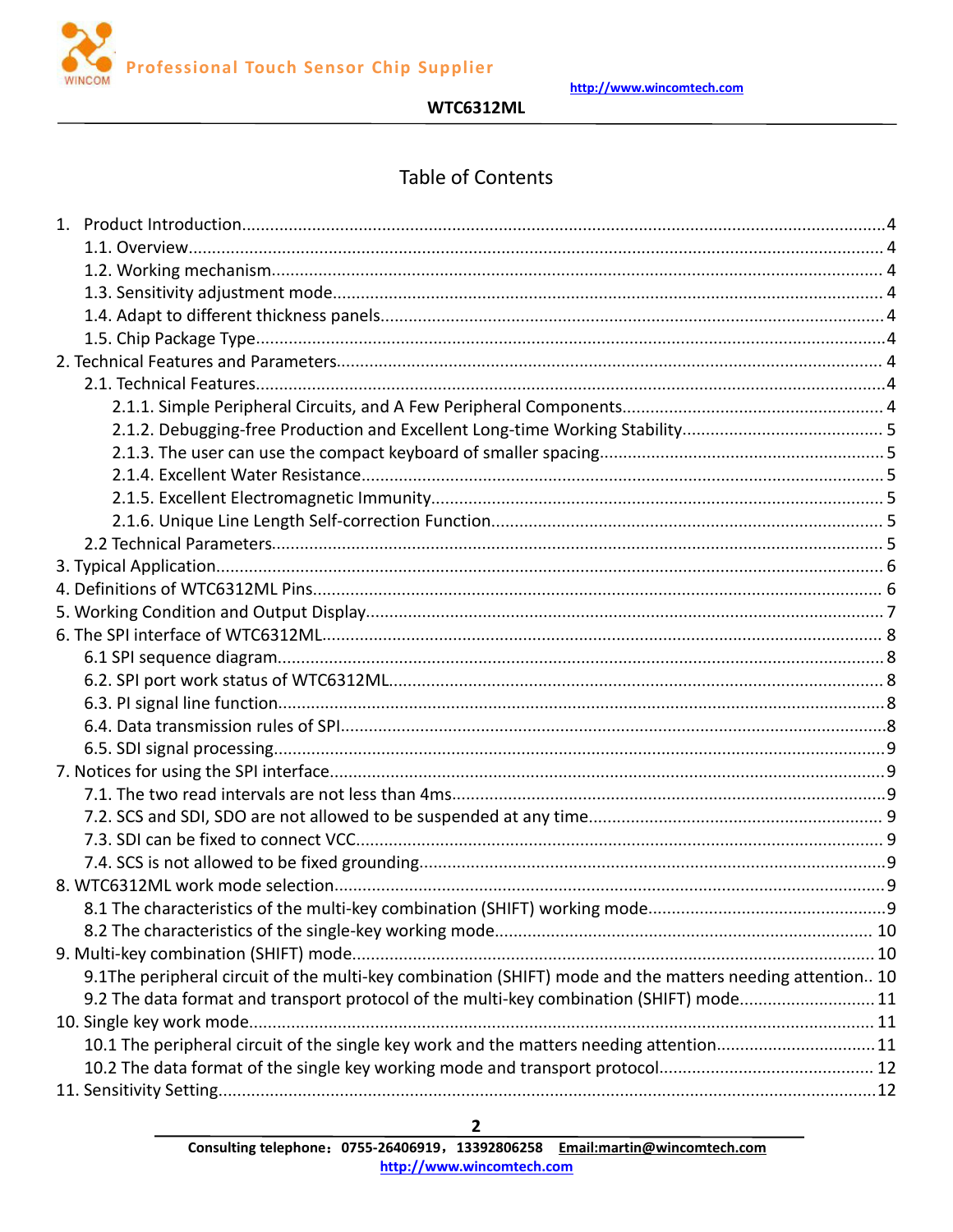# Table of Contents

1. Product Introduction....4
    - 1.1. Overview....4
    - 1.2. Working mechanism....4
    - 1.3. Sensitivity adjustment mode....4
    - 1.4. Adapt to different thickness panels....4
    - 1.5. Chip Package Type....4
2. Technical Features and Parameters....4
    - 2.1. Technical Features....4
        - 2.1.1. Simple Peripheral Circuits, and A Few Peripheral Components....4
        - 2.1.2. Debugging-free Production and Excellent Long-time Working Stability....5
        - 2.1.3. The user can use the compact keyboard of smaller spacing....5
        - 2.1.4. Excellent Water Resistance....5
        - 2.1.5. Excellent Electromagnetic Immunity....5
        - 2.1.6. Unique Line Length Self-correction Function....5
    - 2.2 Technical Parameters....5
3. Typical Application....6
4. Definitions of WTC6312ML Pins....6
5. Working Condition and Output Display....7
6. The SPI interface of WTC6312ML....8
    - 6.1 SPI sequence diagram....8
    - 6.2. SPI port work status of WTC6312ML....8
    - 6.3. PI signal line function....8
    - 6.4. Data transmission rules of SPI....8
    - 6.5. SDI signal processing....9
7. Notices for using the SPI interface....9
    - 7.1. The two read intervals are not less than 4ms....9
    - 7.2. SCS and SDI, SDO are not allowed to be suspended at any time....9
    - 7.3. SDI can be fixed to connect VCC....9
    - 7.4. SCS is not allowed to be fixed grounding....9
8. WTC6312ML work mode selection....9
    - 8.1 The characteristics of the multi-key combination (SHIFT) working mode....9
    - 8.2 The characteristics of the single-key working mode....10
9. Multi-key combination (SHIFT) mode....10
    - 9.1The peripheral circuit of the multi-key combination (SHIFT) mode and the matters needing attention..10
    - 9.2 The data format and transport protocol of the multi-key combination (SHIFT) mode....11
10. Single key work mode....11
    - 10.1 The peripheral circuit of the single key work and the matters needing attention....11
    - 10.2 The data format of the single key working mode and transport protocol....12
11. Sensitivity Setting....12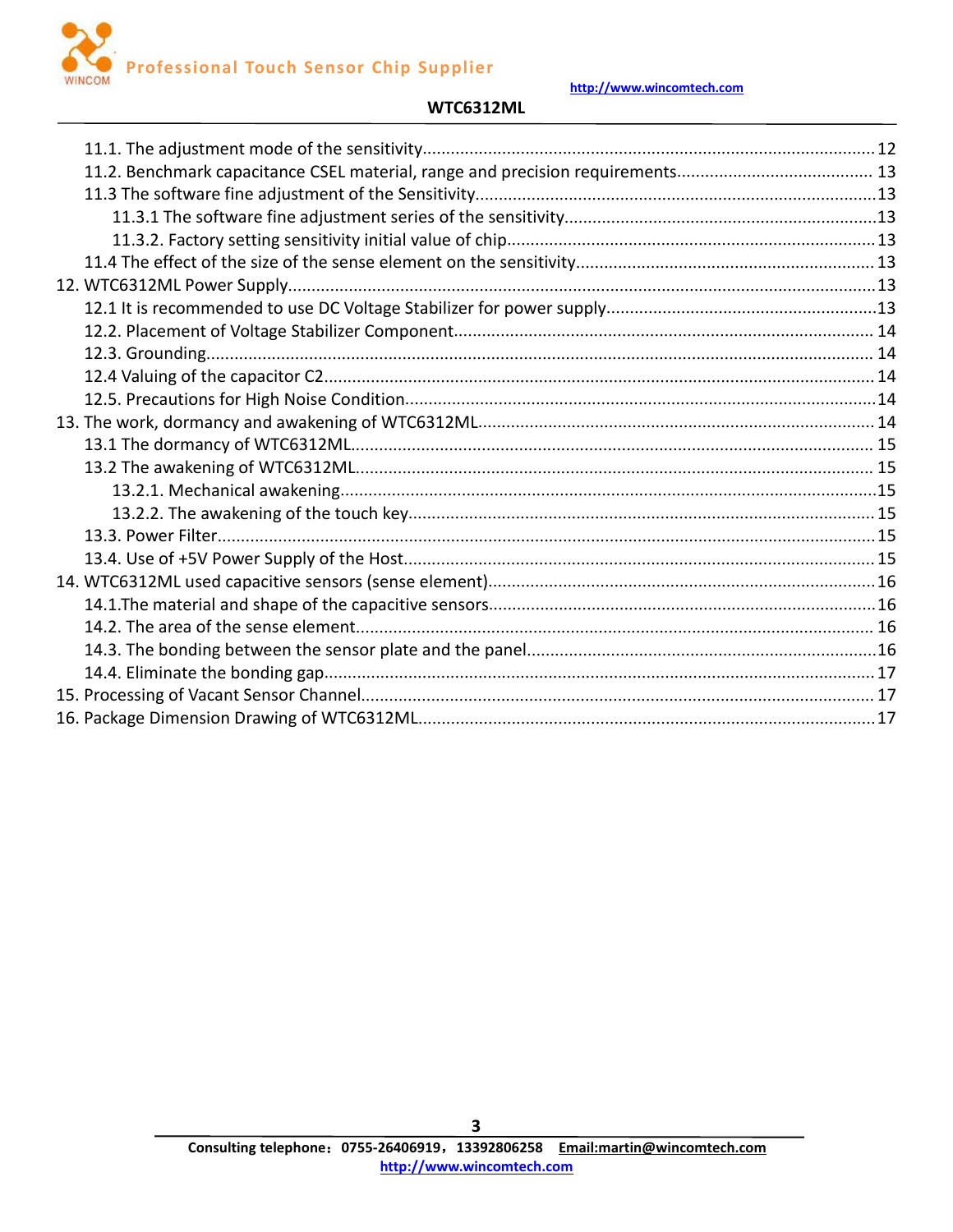11.1. The adjustment mode of the sensitivity........................................................................................12
11.2. Benchmark capacitance CSEL material, range and precision requirements.......................................... 13
11.3 The software fine adjustment of the Sensitivity.....................................................................................13
11.3.1 The software fine adjustment series of the sensitivity..................................................................13
11.3.2. Factory setting sensitivity initial value of chip..............................................................................13
11.4 The effect of the size of the sense element on the sensitivity............................................................... 13
12. WTC6312ML Power Supply............................................................................................................13
12.1 It is recommended to use DC Voltage Stabilizer for power supply........................................................13
12.2. Placement of Voltage Stabilizer Component......................................................................................... 14
12.3. Grounding............................................................................................................................................. 14
12.4 Valuing of the capacitor C2..................................................................................................................... 14
12.5. Precautions for High Noise Condition....................................................................................................14
13. The work, dormancy and awakening of WTC6312ML..................................................................... 14
13.1 The dormancy of WTC6312ML............................................................................................................... 15
13.2 The awakening of WTC6312ML.............................................................................................................. 15
13.2.1. Mechanical awakening...................................................................................................................15
13.2.2. The awakening of the touch key.................................................................................................... 15
13.3. Power Filter............................................................................................................................................15
13.4. Use of +5V Power Supply of the Host.................................................................................................... 15
14. WTC6312ML used capacitive sensors (sense element)................................................................... 16
14.1.The material and shape of the capacitive sensors..................................................................................16
14.2. The area of the sense element.............................................................................................................. 16
14.3. The bonding between the sensor plate and the panel...........................................................................16
14.4. Eliminate the bonding gap..................................................................................................................... 17
15. Processing of Vacant Sensor Channel............................................................................................. 17
16. Package Dimension Drawing of WTC6312ML...................................................................................17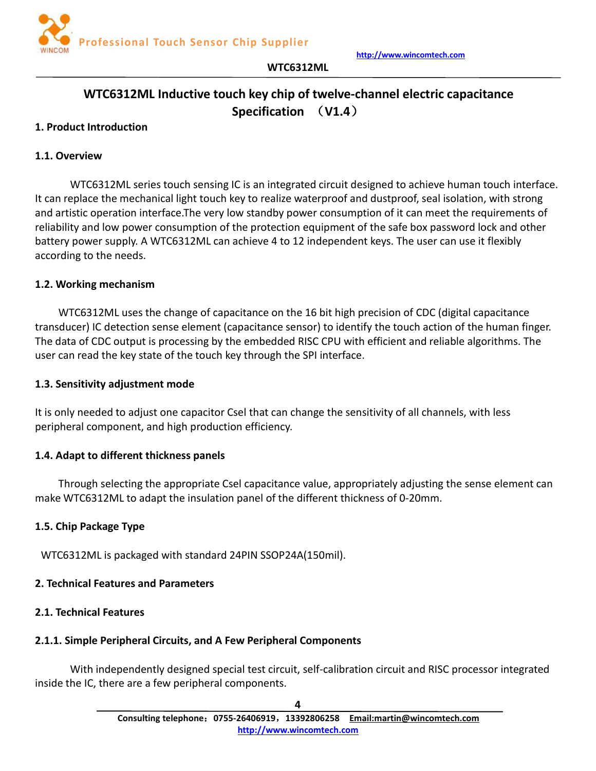# WTC6312ML Inductive touch key chip of twelve-channel electric capacitance Specification （V1.4）

## 1. Product Introduction

### 1.1. Overview

WTC6312ML series touch sensing IC is an integrated circuit designed to achieve human touch interface. It can replace the mechanical light touch key to realize waterproof and dustproof, seal isolation, with strong and artistic operation interface.The very low standby power consumption of it can meet the requirements of reliability and low power consumption of the protection equipment of the safe box password lock and other battery power supply. A WTC6312ML can achieve 4 to 12 independent keys. The user can use it flexibly according to the needs.

### 1.2. Working mechanism

WTC6312ML uses the change of capacitance on the 16 bit high precision of CDC (digital capacitance transducer) IC detection sense element (capacitance sensor) to identify the touch action of the human finger. The data of CDC output is processing by the embedded RISC CPU with efficient and reliable algorithms. The user can read the key state of the touch key through the SPI interface.

### 1.3. Sensitivity adjustment mode

It is only needed to adjust one capacitor Csel that can change the sensitivity of all channels, with less peripheral component, and high production efficiency.

### 1.4. Adapt to different thickness panels

Through selecting the appropriate Csel capacitance value, appropriately adjusting the sense element can make WTC6312ML to adapt the insulation panel of the different thickness of 0-20mm.

### 1.5. Chip Package Type

WTC6312ML is packaged with standard 24PIN SSOP24A(150mil).

## 2. Technical Features and Parameters

### 2.1. Technical Features

#### 2.1.1. Simple Peripheral Circuits, and A Few Peripheral Components

With independently designed special test circuit, self-calibration circuit and RISC processor integrated inside the IC, there are a few peripheral components.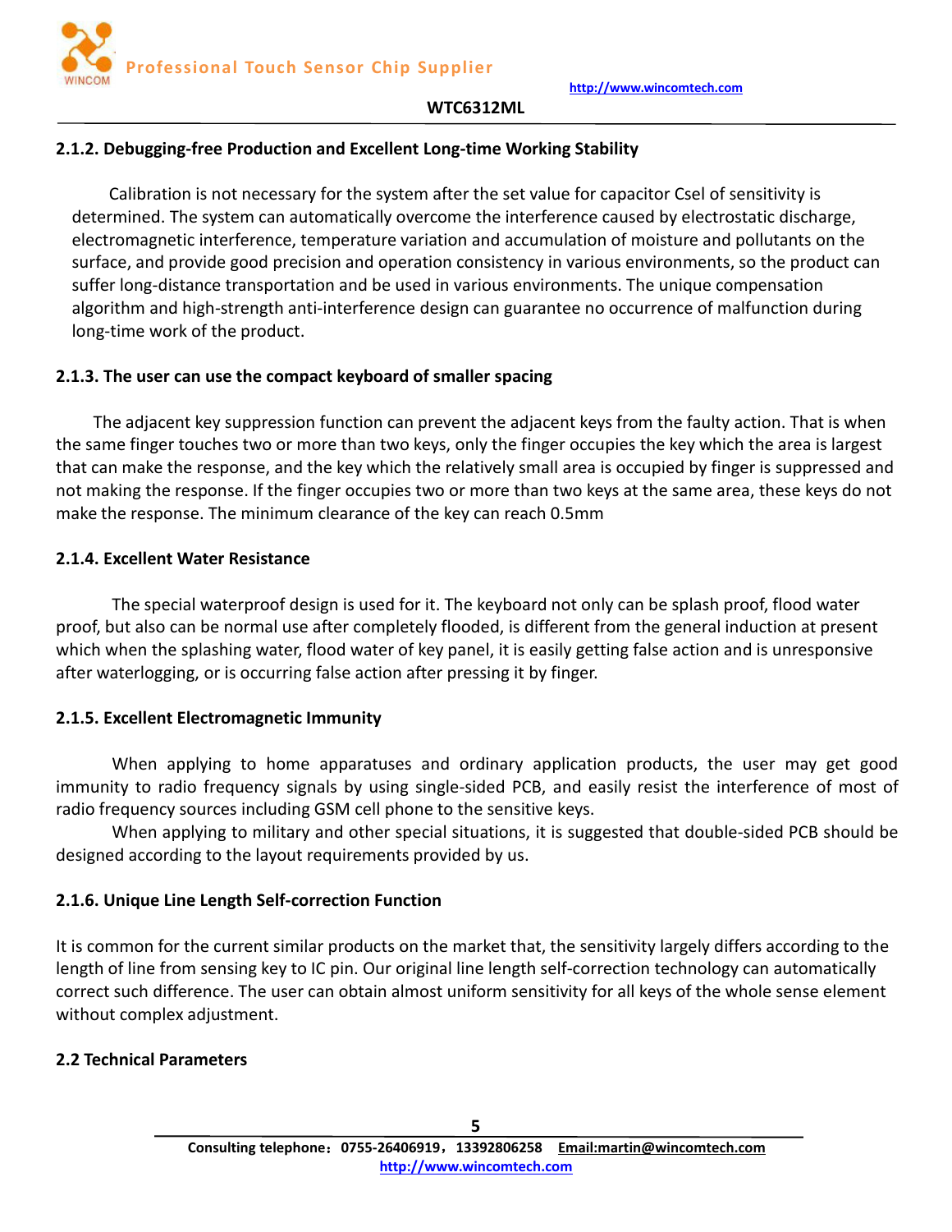#### 2.1.2. Debugging-free Production and Excellent Long-time Working Stability

Calibration is not necessary for the system after the set value for capacitor Csel of sensitivity is determined. The system can automatically overcome the interference caused by electrostatic discharge, electromagnetic interference, temperature variation and accumulation of moisture and pollutants on the surface, and provide good precision and operation consistency in various environments, so the product can suffer long-distance transportation and be used in various environments. The unique compensation algorithm and high-strength anti-interference design can guarantee no occurrence of malfunction during long-time work of the product.

#### 2.1.3. The user can use the compact keyboard of smaller spacing

The adjacent key suppression function can prevent the adjacent keys from the faulty action. That is when the same finger touches two or more than two keys, only the finger occupies the key which the area is largest that can make the response, and the key which the relatively small area is occupied by finger is suppressed and not making the response. If the finger occupies two or more than two keys at the same area, these keys do not make the response. The minimum clearance of the key can reach 0.5mm

#### 2.1.4. Excellent Water Resistance

The special waterproof design is used for it. The keyboard not only can be splash proof, flood water proof, but also can be normal use after completely flooded, is different from the general induction at present which when the splashing water, flood water of key panel, it is easily getting false action and is unresponsive after waterlogging, or is occurring false action after pressing it by finger.

#### 2.1.5. Excellent Electromagnetic Immunity

When applying to home apparatuses and ordinary application products, the user may get good immunity to radio frequency signals by using single-sided PCB, and easily resist the interference of most of radio frequency sources including GSM cell phone to the sensitive keys.

When applying to military and other special situations, it is suggested that double-sided PCB should be designed according to the layout requirements provided by us.

#### 2.1.6. Unique Line Length Self-correction Function

It is common for the current similar products on the market that, the sensitivity largely differs according to the length of line from sensing key to IC pin. Our original line length self-correction technology can automatically correct such difference. The user can obtain almost uniform sensitivity for all keys of the whole sense element without complex adjustment.

### 2.2 Technical Parameters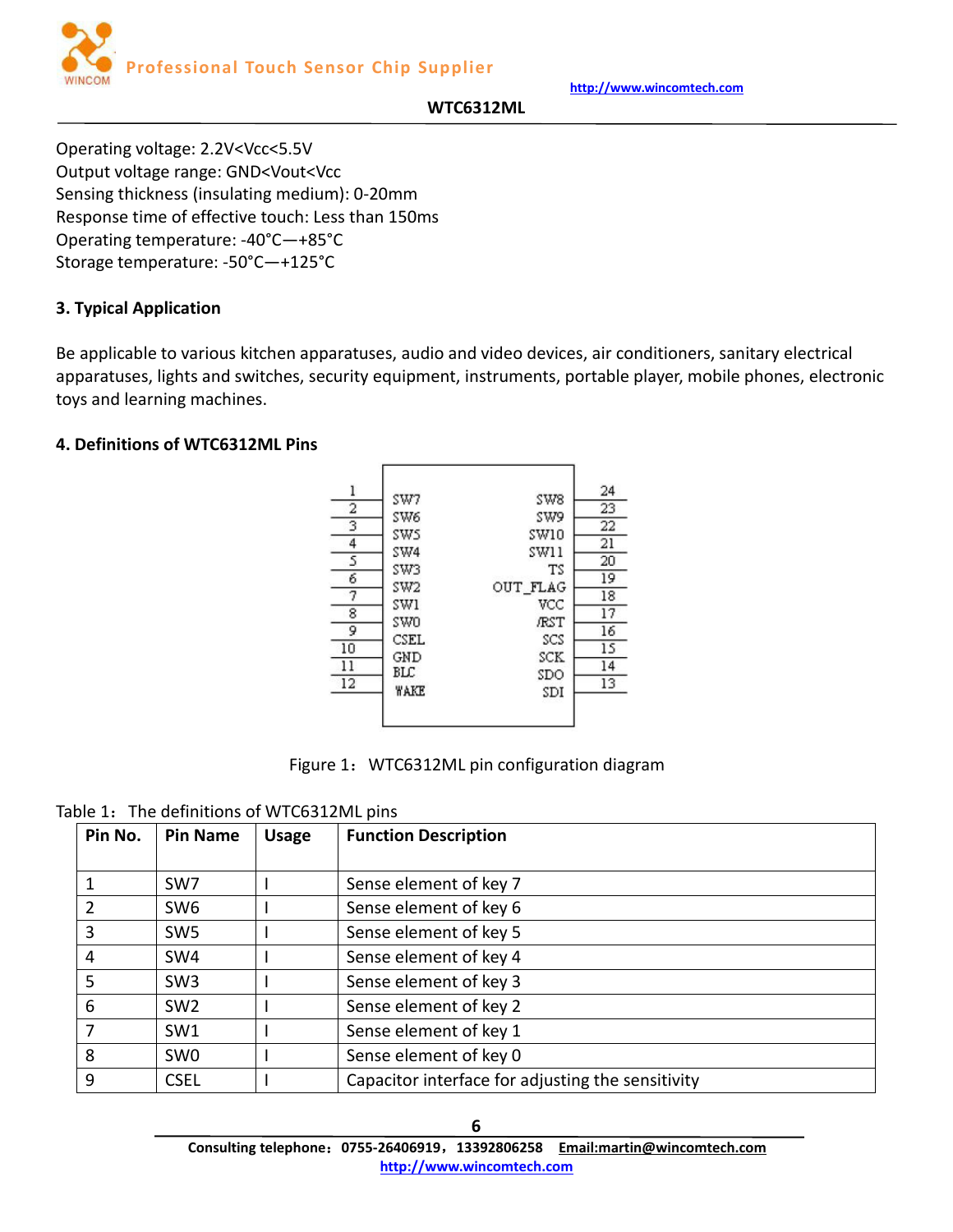Operating voltage: 2.2V<Vcc<5.5V
Output voltage range: GND<Vout<Vcc
Sensing thickness (insulating medium): 0-20mm
Response time of effective touch: Less than 150ms
Operating temperature: -40°C—+85°C
Storage temperature: -50°C—+125°C

### 3. Typical Application

Be applicable to various kitchen apparatuses, audio and video devices, air conditioners, sanitary electrical apparatuses, lights and switches, security equipment, instruments, portable player, mobile phones, electronic toys and learning machines.

### 4. Definitions of WTC6312ML Pins

Figure 1：WTC6312ML pin configuration diagram

Table 1：The definitions of WTC6312ML pins

| Pin No. | Pin Name | Usage | Function Description |
|---|---|---|---|
| 1 | SW7 | I | Sense element of key 7 |
| 2 | SW6 | I | Sense element of key 6 |
| 3 | SW5 | I | Sense element of key 5 |
| 4 | SW4 | I | Sense element of key 4 |
| 5 | SW3 | I | Sense element of key 3 |
| 6 | SW2 | I | Sense element of key 2 |
| 7 | SW1 | I | Sense element of key 1 |
| 8 | SW0 | I | Sense element of key 0 |
| 9 | CSEL | I | Capacitor interface for adjusting the sensitivity |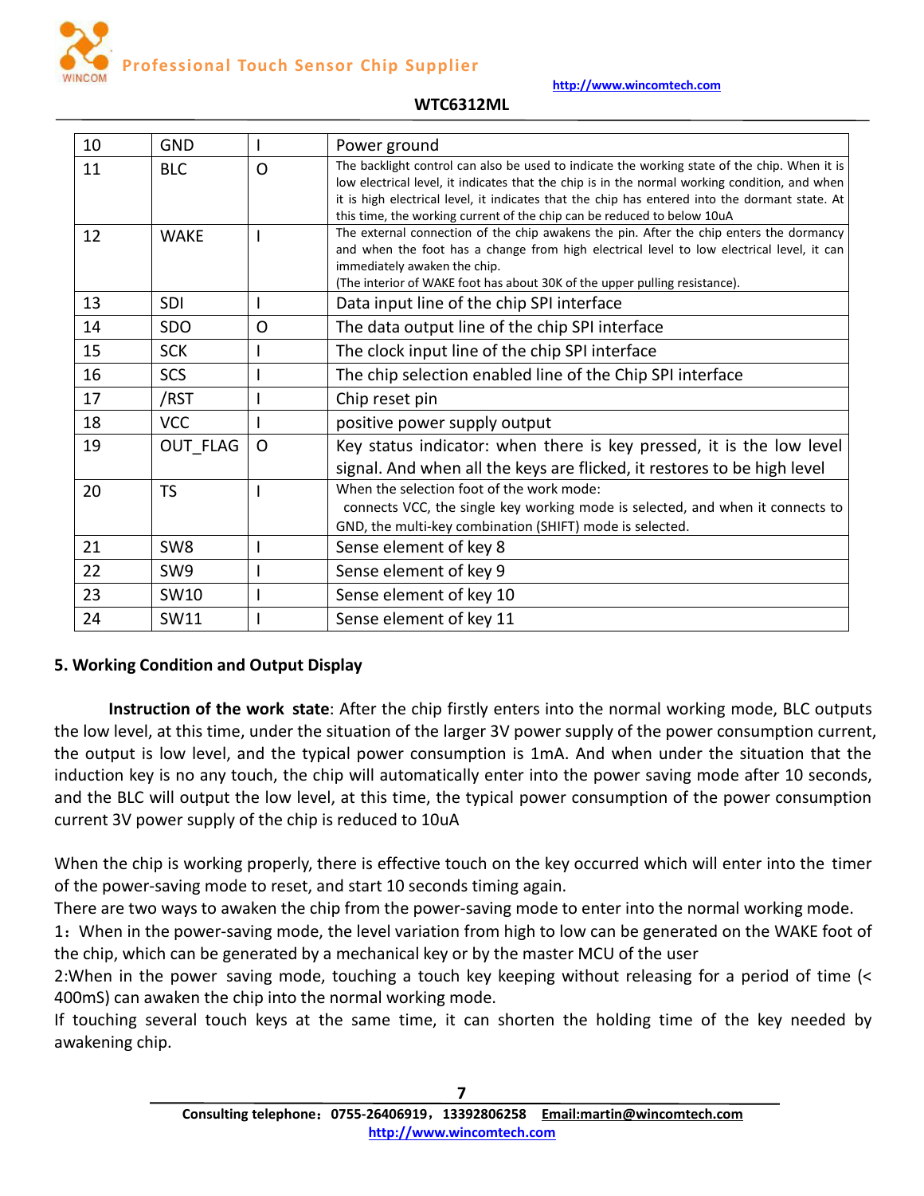| 10 | GND | I | Power ground |
|---|---|---|---|
| 11 | BLC | O | The backlight control can also be used to indicate the working state of the chip. When it is low electrical level, it indicates that the chip is in the normal working condition, and when it is high electrical level, it indicates that the chip has entered into the dormant state. At this time, the working current of the chip can be reduced to below 10uA |
| 12 | WAKE | I | The external connection of the chip awakens the pin. After the chip enters the dormancy and when the foot has a change from high electrical level to low electrical level, it can immediately awaken the chip.<br>(The interior of WAKE foot has about 30K of the upper pulling resistance). |
| 13 | SDI | I | Data input line of the chip SPI interface |
| 14 | SDO | O | The data output line of the chip SPI interface |
| 15 | SCK | I | The clock input line of the chip SPI interface |
| 16 | SCS | I | The chip selection enabled line of the Chip SPI interface |
| 17 | /RST | I | Chip reset pin |
| 18 | VCC | I | positive power supply output |
| 19 | OUT_FLAG | O | Key status indicator: when there is key pressed, it is the low level signal. And when all the keys are flicked, it restores to be high level |
| 20 | TS | I | When the selection foot of the work mode:<br>connects VCC, the single key working mode is selected, and when it connects to GND, the multi-key combination (SHIFT) mode is selected. |
| 21 | SW8 | I | Sense element of key 8 |
| 22 | SW9 | I | Sense element of key 9 |
| 23 | SW10 | I | Sense element of key 10 |
| 24 | SW11 | I | Sense element of key 11 |

## 5. Working Condition and Output Display

**Instruction of the work state**: After the chip firstly enters into the normal working mode, BLC outputs the low level, at this time, under the situation of the larger 3V power supply of the power consumption current, the output is low level, and the typical power consumption is 1mA. And when under the situation that the induction key is no any touch, the chip will automatically enter into the power saving mode after 10 seconds, and the BLC will output the low level, at this time, the typical power consumption of the power consumption current 3V power supply of the chip is reduced to 10uA

When the chip is working properly, there is effective touch on the key occurred which will enter into the timer of the power-saving mode to reset, and start 10 seconds timing again.

There are two ways to awaken the chip from the power-saving mode to enter into the normal working mode.

1：When in the power-saving mode, the level variation from high to low can be generated on the WAKE foot of the chip, which can be generated by a mechanical key or by the master MCU of the user

2:When in the power saving mode, touching a touch key keeping without releasing for a period of time (< 400mS) can awaken the chip into the normal working mode.

If touching several touch keys at the same time, it can shorten the holding time of the key needed by awakening chip.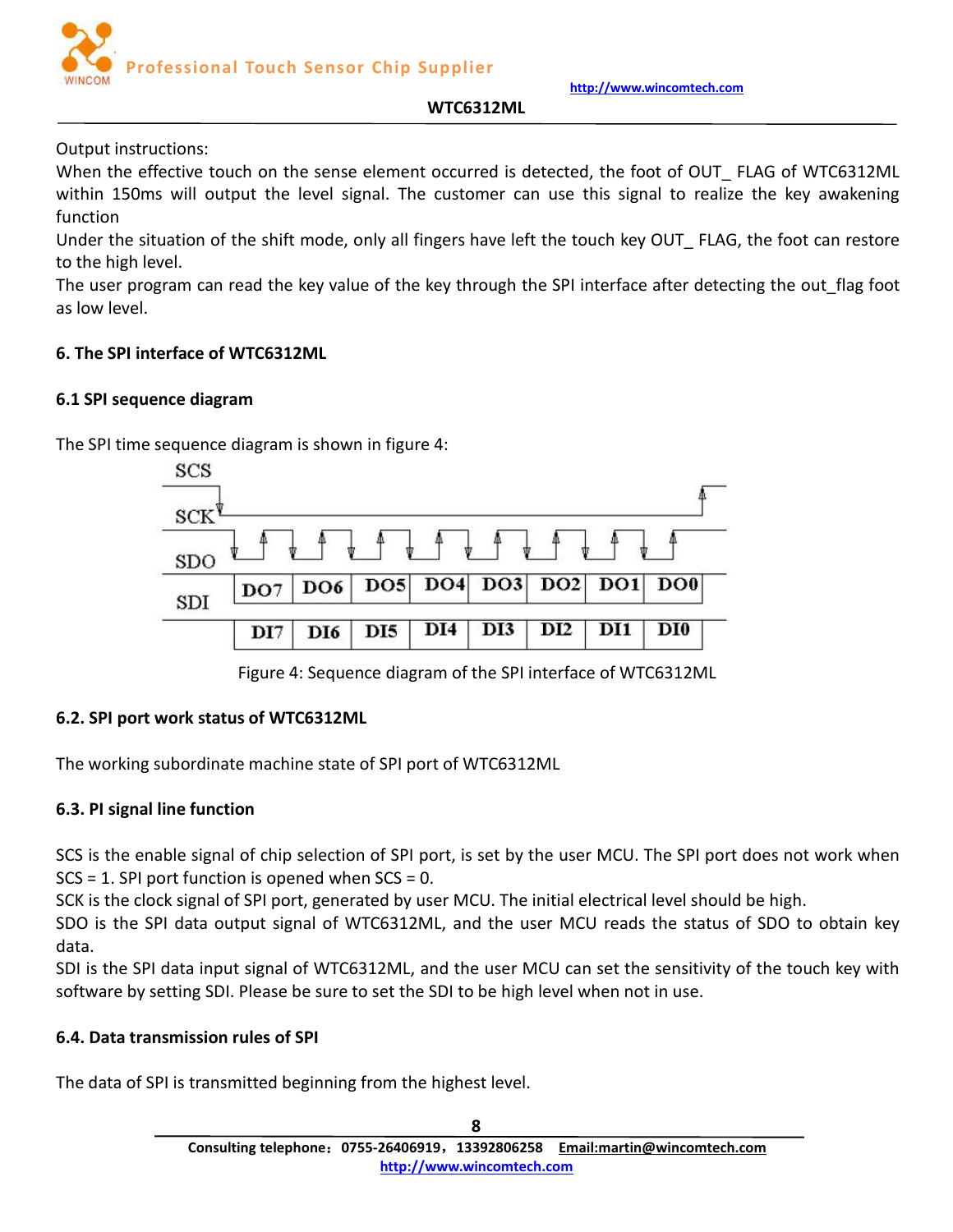Output instructions:

When the effective touch on the sense element occurred is detected, the foot of OUT_ FLAG of WTC6312ML within 150ms will output the level signal. The customer can use this signal to realize the key awakening function

Under the situation of the shift mode, only all fingers have left the touch key OUT_ FLAG, the foot can restore to the high level.

The user program can read the key value of the key through the SPI interface after detecting the out_flag foot as low level.

## 6. The SPI interface of WTC6312ML

### 6.1 SPI sequence diagram

The SPI time sequence diagram is shown in figure 4:

| SCS | | | | | | | | |
|---|---|---|---|---|---|---|---|---|
| SCK | | | | | | | | |
| SDO | DO7 | DO6 | DO5 | DO4 | DO3 | DO2 | DO1 | DO0 |
| SDI | DI7 | DI6 | DI5 | DI4 | DI3 | DI2 | DI1 | DI0 |

Figure 4: Sequence diagram of the SPI interface of WTC6312ML

### 6.2. SPI port work status of WTC6312ML

The working subordinate machine state of SPI port of WTC6312ML

### 6.3. PI signal line function

SCS is the enable signal of chip selection of SPI port, is set by the user MCU. The SPI port does not work when SCS = 1. SPI port function is opened when SCS = 0.

SCK is the clock signal of SPI port, generated by user MCU. The initial electrical level should be high.

SDO is the SPI data output signal of WTC6312ML, and the user MCU reads the status of SDO to obtain key data.

SDI is the SPI data input signal of WTC6312ML, and the user MCU can set the sensitivity of the touch key with software by setting SDI. Please be sure to set the SDI to be high level when not in use.

### 6.4. Data transmission rules of SPI

The data of SPI is transmitted beginning from the highest level.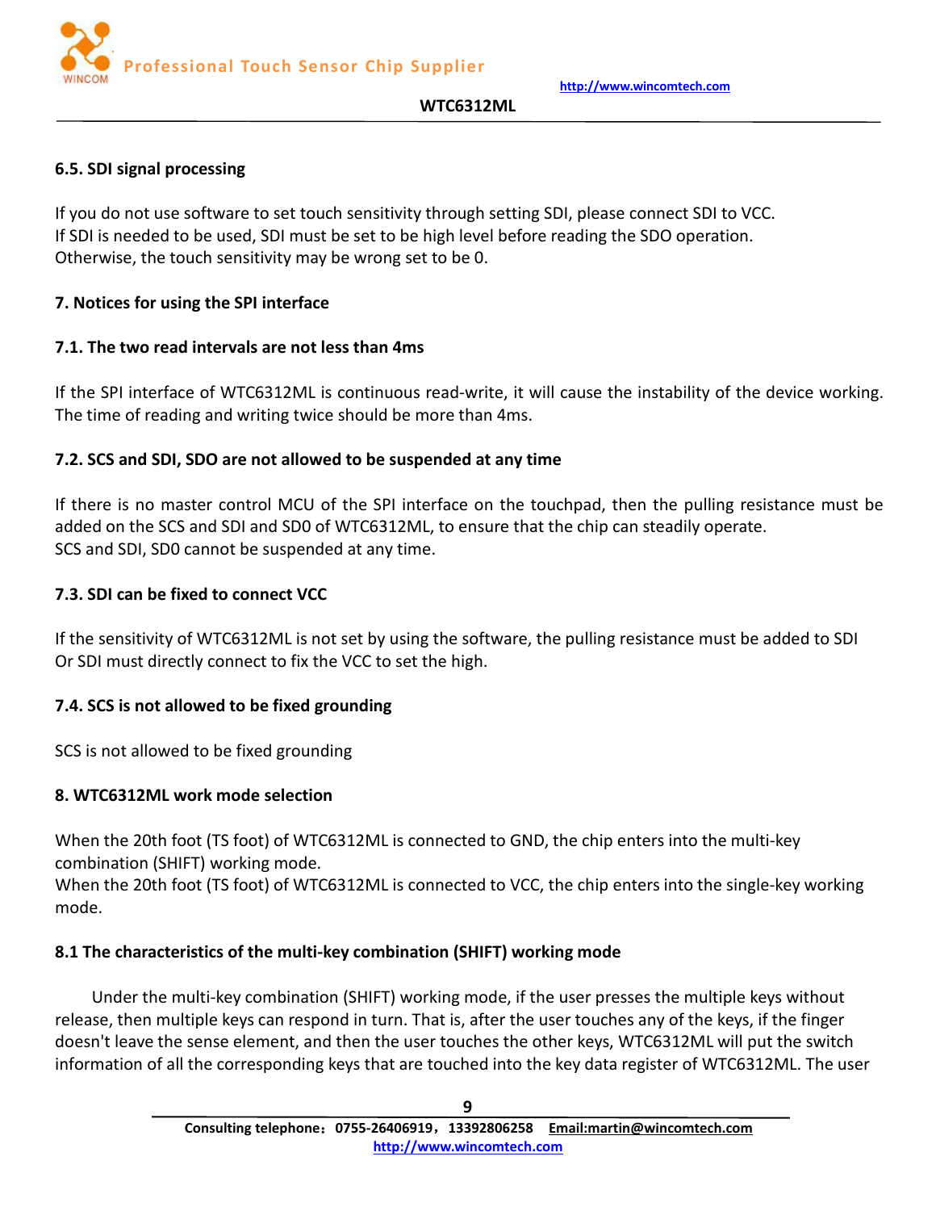### 6.5. SDI signal processing

If you do not use software to set touch sensitivity through setting SDI, please connect SDI to VCC.
If SDI is needed to be used, SDI must be set to be high level before reading the SDO operation.
Otherwise, the touch sensitivity may be wrong set to be 0.

## 7. Notices for using the SPI interface

### 7.1. The two read intervals are not less than 4ms

If the SPI interface of WTC6312ML is continuous read-write, it will cause the instability of the device working. The time of reading and writing twice should be more than 4ms.

### 7.2. SCS and SDI, SDO are not allowed to be suspended at any time

If there is no master control MCU of the SPI interface on the touchpad, then the pulling resistance must be added on the SCS and SDI and SD0 of WTC6312ML, to ensure that the chip can steadily operate.
SCS and SDI, SD0 cannot be suspended at any time.

### 7.3. SDI can be fixed to connect VCC

If the sensitivity of WTC6312ML is not set by using the software, the pulling resistance must be added to SDI Or SDI must directly connect to fix the VCC to set the high.

### 7.4. SCS is not allowed to be fixed grounding

SCS is not allowed to be fixed grounding

## 8. WTC6312ML work mode selection

When the 20th foot (TS foot) of WTC6312ML is connected to GND, the chip enters into the multi-key combination (SHIFT) working mode.
When the 20th foot (TS foot) of WTC6312ML is connected to VCC, the chip enters into the single-key working mode.

### 8.1 The characteristics of the multi-key combination (SHIFT) working mode

Under the multi-key combination (SHIFT) working mode, if the user presses the multiple keys without release, then multiple keys can respond in turn. That is, after the user touches any of the keys, if the finger doesn't leave the sense element, and then the user touches the other keys, WTC6312ML will put the switch information of all the corresponding keys that are touched into the key data register of WTC6312ML. The user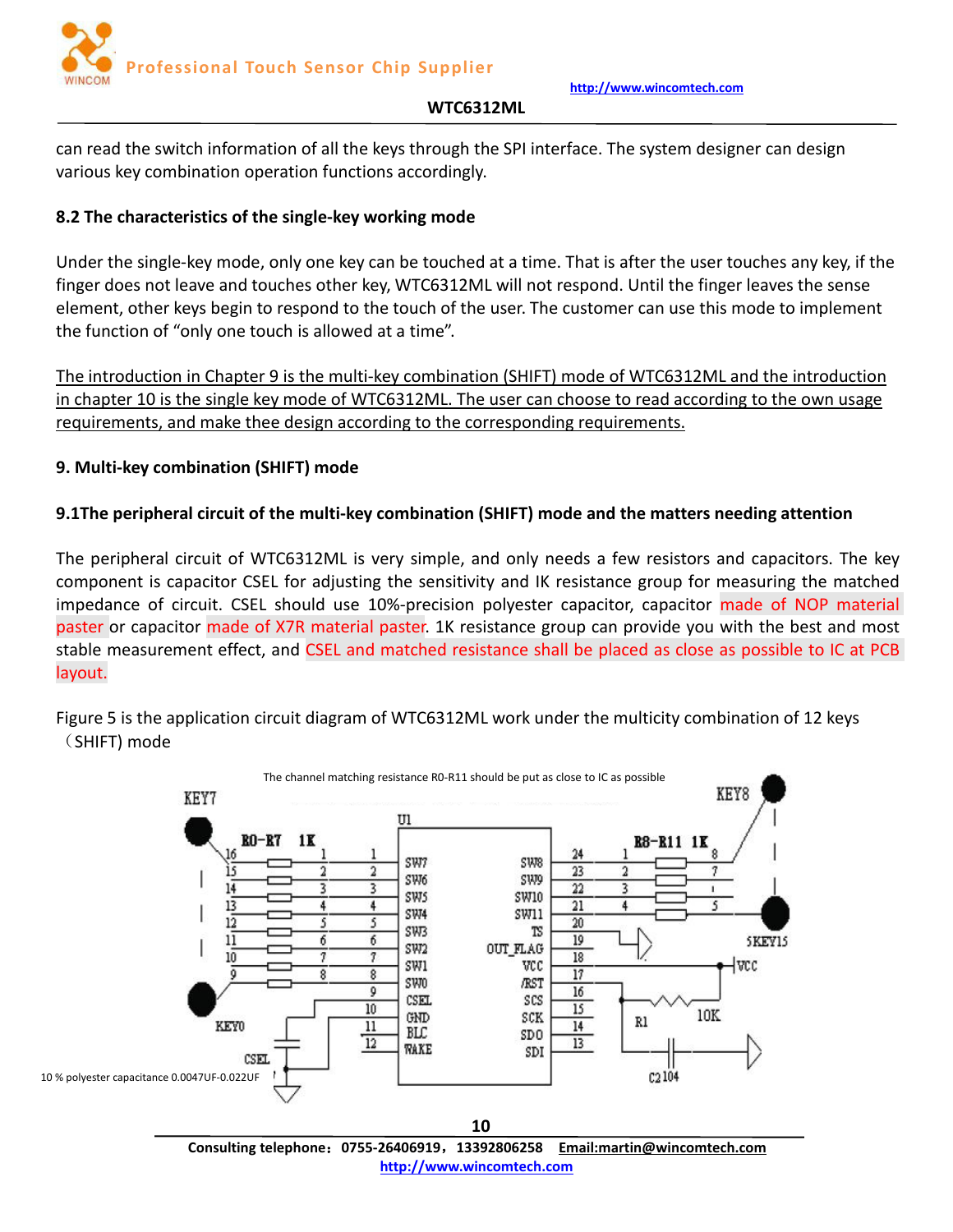can read the switch information of all the keys through the SPI interface. The system designer can design various key combination operation functions accordingly.

### 8.2 The characteristics of the single-key working mode

Under the single-key mode, only one key can be touched at a time. That is after the user touches any key, if the finger does not leave and touches other key, WTC6312ML will not respond. Until the finger leaves the sense element, other keys begin to respond to the touch of the user. The customer can use this mode to implement the function of "only one touch is allowed at a time".

The introduction in Chapter 9 is the multi-key combination (SHIFT) mode of WTC6312ML and the introduction in chapter 10 is the single key mode of WTC6312ML. The user can choose to read according to the own usage requirements, and make thee design according to the corresponding requirements.

## 9. Multi-key combination (SHIFT) mode

### 9.1The peripheral circuit of the multi-key combination (SHIFT) mode and the matters needing attention

The peripheral circuit of WTC6312ML is very simple, and only needs a few resistors and capacitors. The key component is capacitor CSEL for adjusting the sensitivity and IK resistance group for measuring the matched impedance of circuit. CSEL should use 10%-precision polyester capacitor, capacitor made of NOP material paster or capacitor made of X7R material paster. 1K resistance group can provide you with the best and most stable measurement effect, and CSEL and matched resistance shall be placed as close as possible to IC at PCB layout.

Figure 5 is the application circuit diagram of WTC6312ML work under the multicity combination of 12 keys （SHIFT) mode

The channel matching resistance R0-R11 should be put as close to IC as possible

10 % polyester capacitance 0.0047UF-0.022UF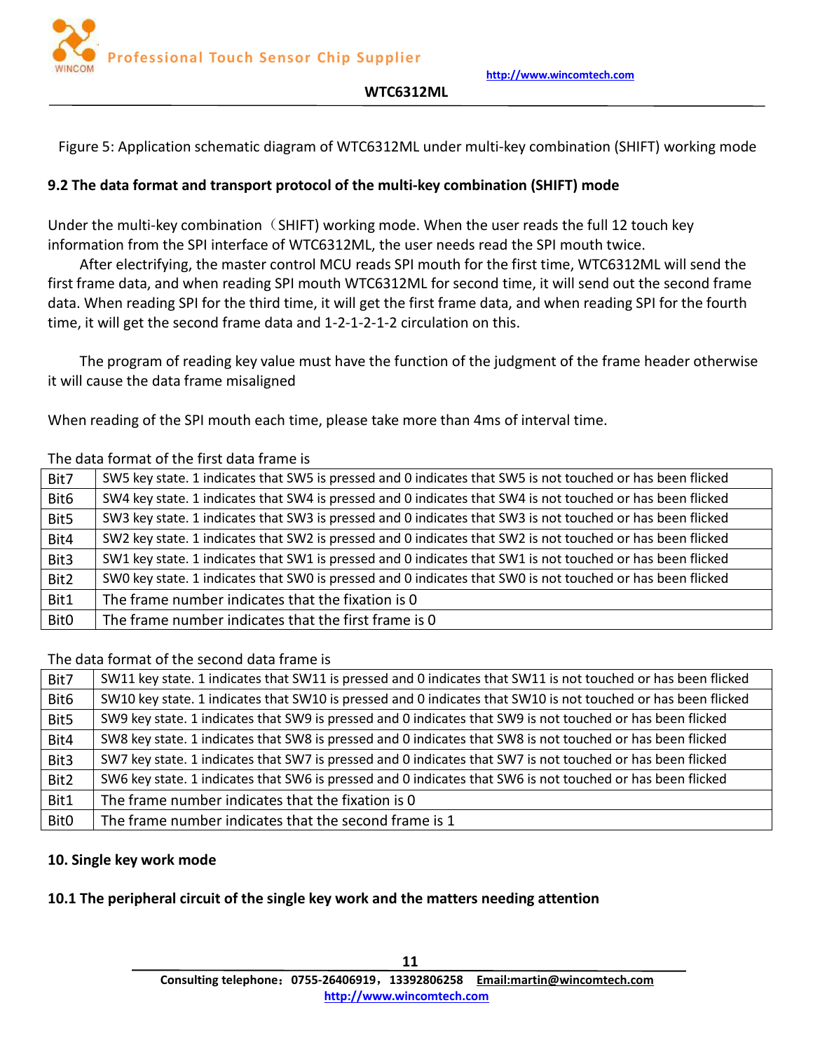Figure 5: Application schematic diagram of WTC6312ML under multi-key combination (SHIFT) working mode

### 9.2 The data format and transport protocol of the multi-key combination (SHIFT) mode

Under the multi-key combination（SHIFT) working mode. When the user reads the full 12 touch key information from the SPI interface of WTC6312ML, the user needs read the SPI mouth twice.

After electrifying, the master control MCU reads SPI mouth for the first time, WTC6312ML will send the first frame data, and when reading SPI mouth WTC6312ML for second time, it will send out the second frame data. When reading SPI for the third time, it will get the first frame data, and when reading SPI for the fourth time, it will get the second frame data and 1-2-1-2-1-2 circulation on this.

The program of reading key value must have the function of the judgment of the frame header otherwise it will cause the data frame misaligned

When reading of the SPI mouth each time, please take more than 4ms of interval time.

The data format of the first data frame is

| | |
|---|---|
| Bit7 | SW5 key state. 1 indicates that SW5 is pressed and 0 indicates that SW5 is not touched or has been flicked |
| Bit6 | SW4 key state. 1 indicates that SW4 is pressed and 0 indicates that SW4 is not touched or has been flicked |
| Bit5 | SW3 key state. 1 indicates that SW3 is pressed and 0 indicates that SW3 is not touched or has been flicked |
| Bit4 | SW2 key state. 1 indicates that SW2 is pressed and 0 indicates that SW2 is not touched or has been flicked |
| Bit3 | SW1 key state. 1 indicates that SW1 is pressed and 0 indicates that SW1 is not touched or has been flicked |
| Bit2 | SW0 key state. 1 indicates that SW0 is pressed and 0 indicates that SW0 is not touched or has been flicked |
| Bit1 | The frame number indicates that the fixation is 0 |
| Bit0 | The frame number indicates that the first frame is 0 |

The data format of the second data frame is

| | |
|---|---|
| Bit7 | SW11 key state. 1 indicates that SW11 is pressed and 0 indicates that SW11 is not touched or has been flicked |
| Bit6 | SW10 key state. 1 indicates that SW10 is pressed and 0 indicates that SW10 is not touched or has been flicked |
| Bit5 | SW9 key state. 1 indicates that SW9 is pressed and 0 indicates that SW9 is not touched or has been flicked |
| Bit4 | SW8 key state. 1 indicates that SW8 is pressed and 0 indicates that SW8 is not touched or has been flicked |
| Bit3 | SW7 key state. 1 indicates that SW7 is pressed and 0 indicates that SW7 is not touched or has been flicked |
| Bit2 | SW6 key state. 1 indicates that SW6 is pressed and 0 indicates that SW6 is not touched or has been flicked |
| Bit1 | The frame number indicates that the fixation is 0 |
| Bit0 | The frame number indicates that the second frame is 1 |

## 10. Single key work mode

### 10.1 The peripheral circuit of the single key work and the matters needing attention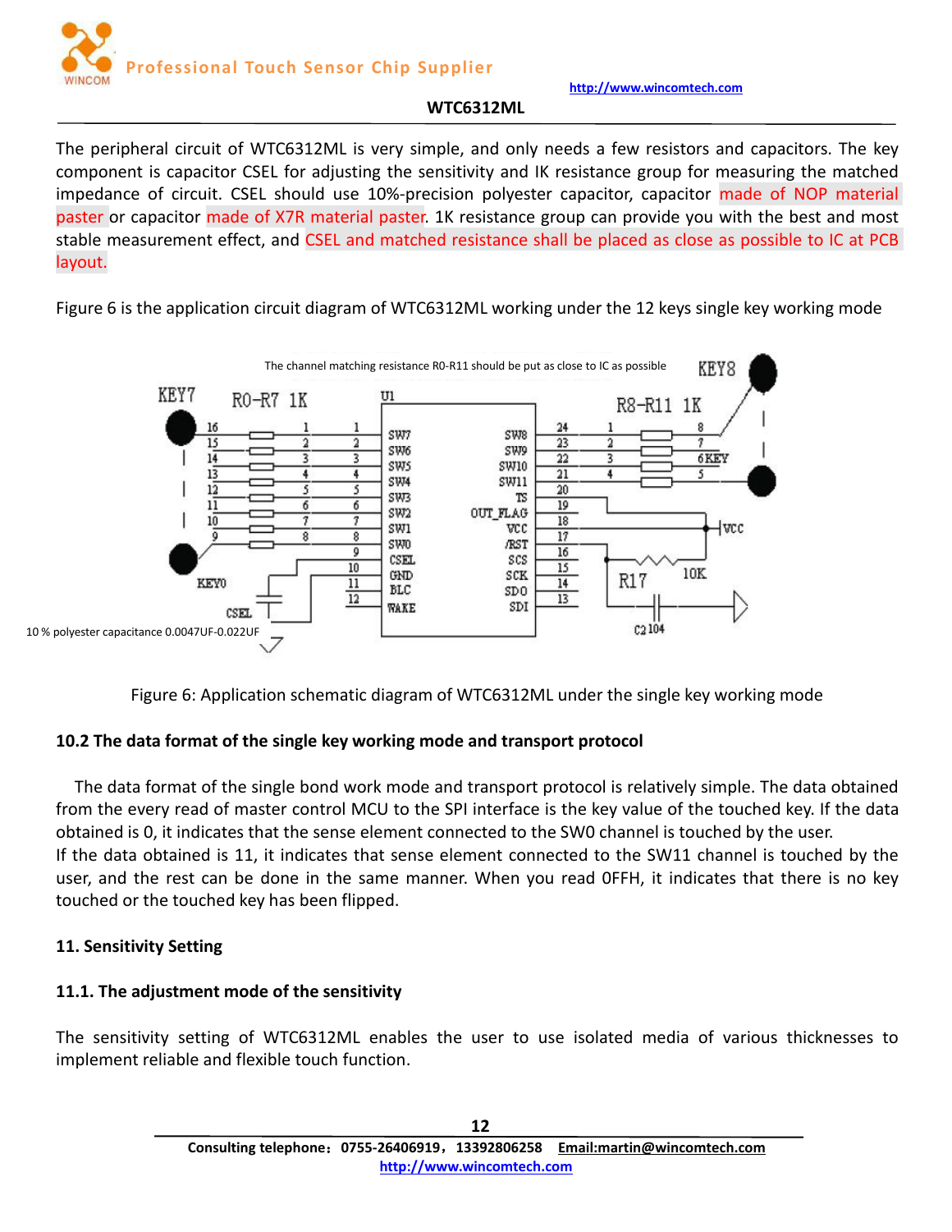The peripheral circuit of WTC6312ML is very simple, and only needs a few resistors and capacitors. The key component is capacitor CSEL for adjusting the sensitivity and IK resistance group for measuring the matched impedance of circuit. CSEL should use 10%-precision polyester capacitor, capacitor made of NOP material paster or capacitor made of X7R material paster. 1K resistance group can provide you with the best and most stable measurement effect, and CSEL and matched resistance shall be placed as close as possible to IC at PCB layout.

Figure 6 is the application circuit diagram of WTC6312ML working under the 12 keys single key working mode

Figure 6: Application schematic diagram of WTC6312ML under the single key working mode

### 10.2 The data format of the single key working mode and transport protocol

The data format of the single bond work mode and transport protocol is relatively simple. The data obtained from the every read of master control MCU to the SPI interface is the key value of the touched key. If the data obtained is 0, it indicates that the sense element connected to the SW0 channel is touched by the user.
If the data obtained is 11, it indicates that sense element connected to the SW11 channel is touched by the user, and the rest can be done in the same manner. When you read 0FFH, it indicates that there is no key touched or the touched key has been flipped.

## 11. Sensitivity Setting

### 11.1. The adjustment mode of the sensitivity

The sensitivity setting of WTC6312ML enables the user to use isolated media of various thicknesses to implement reliable and flexible touch function.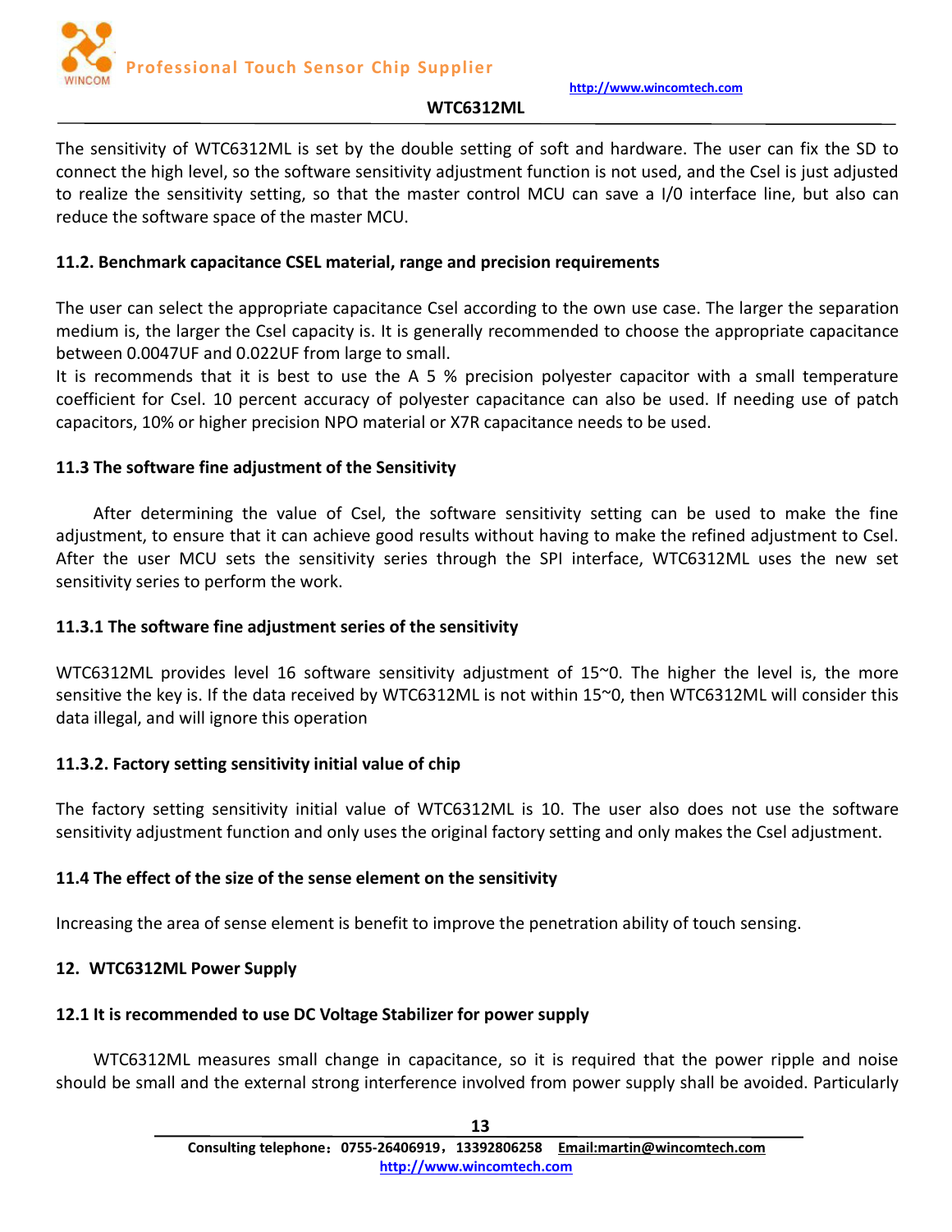The sensitivity of WTC6312ML is set by the double setting of soft and hardware. The user can fix the SD to connect the high level, so the software sensitivity adjustment function is not used, and the Csel is just adjusted to realize the sensitivity setting, so that the master control MCU can save a I/0 interface line, but also can reduce the software space of the master MCU.

### 11.2. Benchmark capacitance CSEL material, range and precision requirements

The user can select the appropriate capacitance Csel according to the own use case. The larger the separation medium is, the larger the Csel capacity is. It is generally recommended to choose the appropriate capacitance between 0.0047UF and 0.022UF from large to small.
It is recommends that it is best to use the A 5 % precision polyester capacitor with a small temperature coefficient for Csel. 10 percent accuracy of polyester capacitance can also be used. If needing use of patch capacitors, 10% or higher precision NPO material or X7R capacitance needs to be used.

### 11.3 The software fine adjustment of the Sensitivity

After determining the value of Csel, the software sensitivity setting can be used to make the fine adjustment, to ensure that it can achieve good results without having to make the refined adjustment to Csel. After the user MCU sets the sensitivity series through the SPI interface, WTC6312ML uses the new set sensitivity series to perform the work.

#### 11.3.1 The software fine adjustment series of the sensitivity

WTC6312ML provides level 16 software sensitivity adjustment of 15~0. The higher the level is, the more sensitive the key is. If the data received by WTC6312ML is not within 15~0, then WTC6312ML will consider this data illegal, and will ignore this operation

#### 11.3.2. Factory setting sensitivity initial value of chip

The factory setting sensitivity initial value of WTC6312ML is 10. The user also does not use the software sensitivity adjustment function and only uses the original factory setting and only makes the Csel adjustment.

### 11.4 The effect of the size of the sense element on the sensitivity

Increasing the area of sense element is benefit to improve the penetration ability of touch sensing.

## 12. WTC6312ML Power Supply

### 12.1 It is recommended to use DC Voltage Stabilizer for power supply

WTC6312ML measures small change in capacitance, so it is required that the power ripple and noise should be small and the external strong interference involved from power supply shall be avoided. Particularly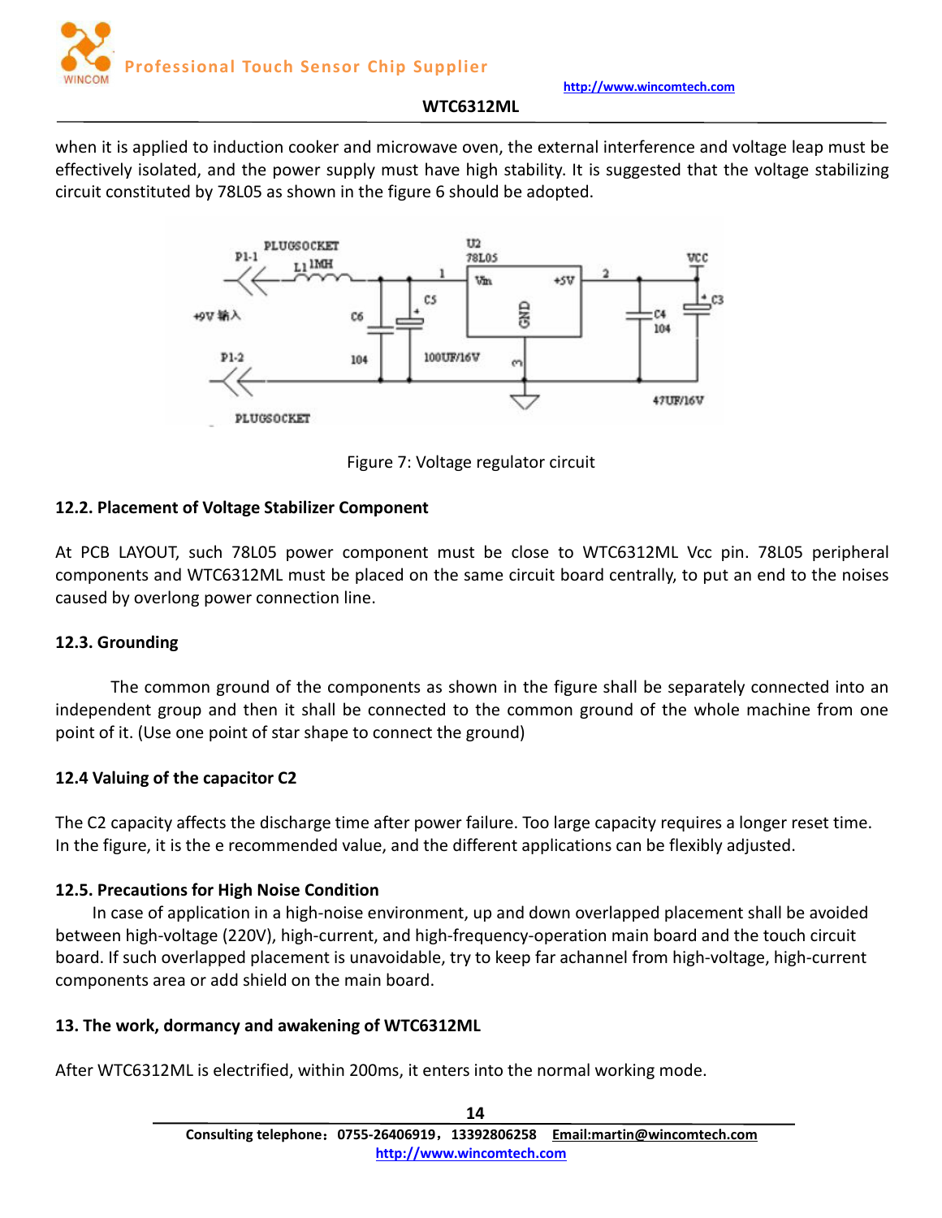when it is applied to induction cooker and microwave oven, the external interference and voltage leap must be effectively isolated, and the power supply must have high stability. It is suggested that the voltage stabilizing circuit constituted by 78L05 as shown in the figure 6 should be adopted.

Figure 7: Voltage regulator circuit

### 12.2. Placement of Voltage Stabilizer Component

At PCB LAYOUT, such 78L05 power component must be close to WTC6312ML Vcc pin. 78L05 peripheral components and WTC6312ML must be placed on the same circuit board centrally, to put an end to the noises caused by overlong power connection line.

### 12.3. Grounding

The common ground of the components as shown in the figure shall be separately connected into an independent group and then it shall be connected to the common ground of the whole machine from one point of it. (Use one point of star shape to connect the ground)

### 12.4 Valuing of the capacitor C2

The C2 capacity affects the discharge time after power failure. Too large capacity requires a longer reset time. In the figure, it is the e recommended value, and the different applications can be flexibly adjusted.

### 12.5. Precautions for High Noise Condition

In case of application in a high-noise environment, up and down overlapped placement shall be avoided between high-voltage (220V), high-current, and high-frequency-operation main board and the touch circuit board. If such overlapped placement is unavoidable, try to keep far achannel from high-voltage, high-current components area or add shield on the main board.

## 13. The work, dormancy and awakening of WTC6312ML

After WTC6312ML is electrified, within 200ms, it enters into the normal working mode.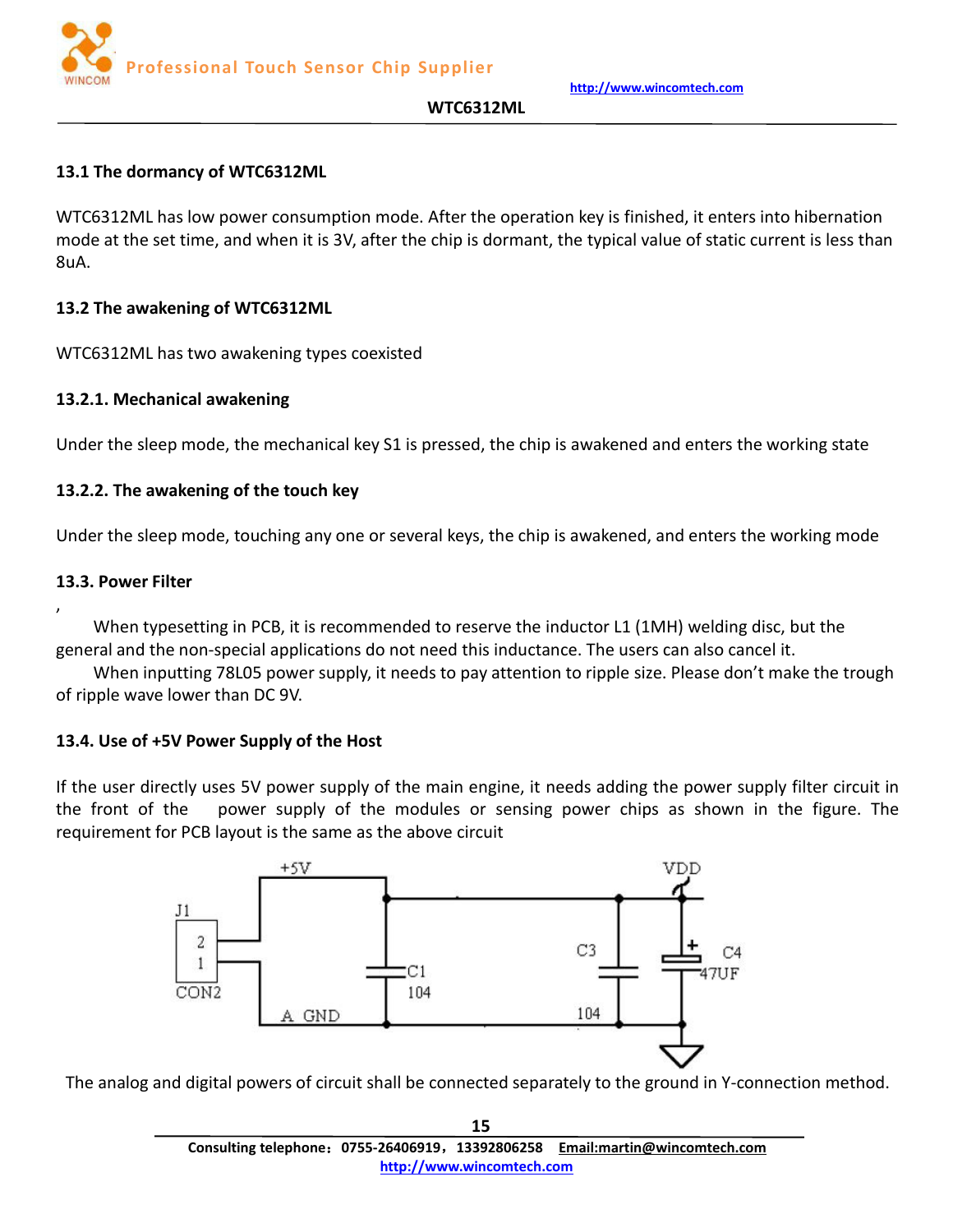### 13.1 The dormancy of WTC6312ML

WTC6312ML has low power consumption mode. After the operation key is finished, it enters into hibernation mode at the set time, and when it is 3V, after the chip is dormant, the typical value of static current is less than 8uA.

### 13.2 The awakening of WTC6312ML

WTC6312ML has two awakening types coexisted

#### 13.2.1. Mechanical awakening

Under the sleep mode, the mechanical key S1 is pressed, the chip is awakened and enters the working state

#### 13.2.2. The awakening of the touch key

Under the sleep mode, touching any one or several keys, the chip is awakened, and enters the working mode

### 13.3. Power Filter

,

When typesetting in PCB, it is recommended to reserve the inductor L1 (1MH) welding disc, but the general and the non-special applications do not need this inductance. The users can also cancel it.

When inputting 78L05 power supply, it needs to pay attention to ripple size. Please don't make the trough of ripple wave lower than DC 9V.

### 13.4. Use of +5V Power Supply of the Host

If the user directly uses 5V power supply of the main engine, it needs adding the power supply filter circuit in the front of the power supply of the modules or sensing power chips as shown in the figure. The requirement for PCB layout is the same as the above circuit

The analog and digital powers of circuit shall be connected separately to the ground in Y-connection method.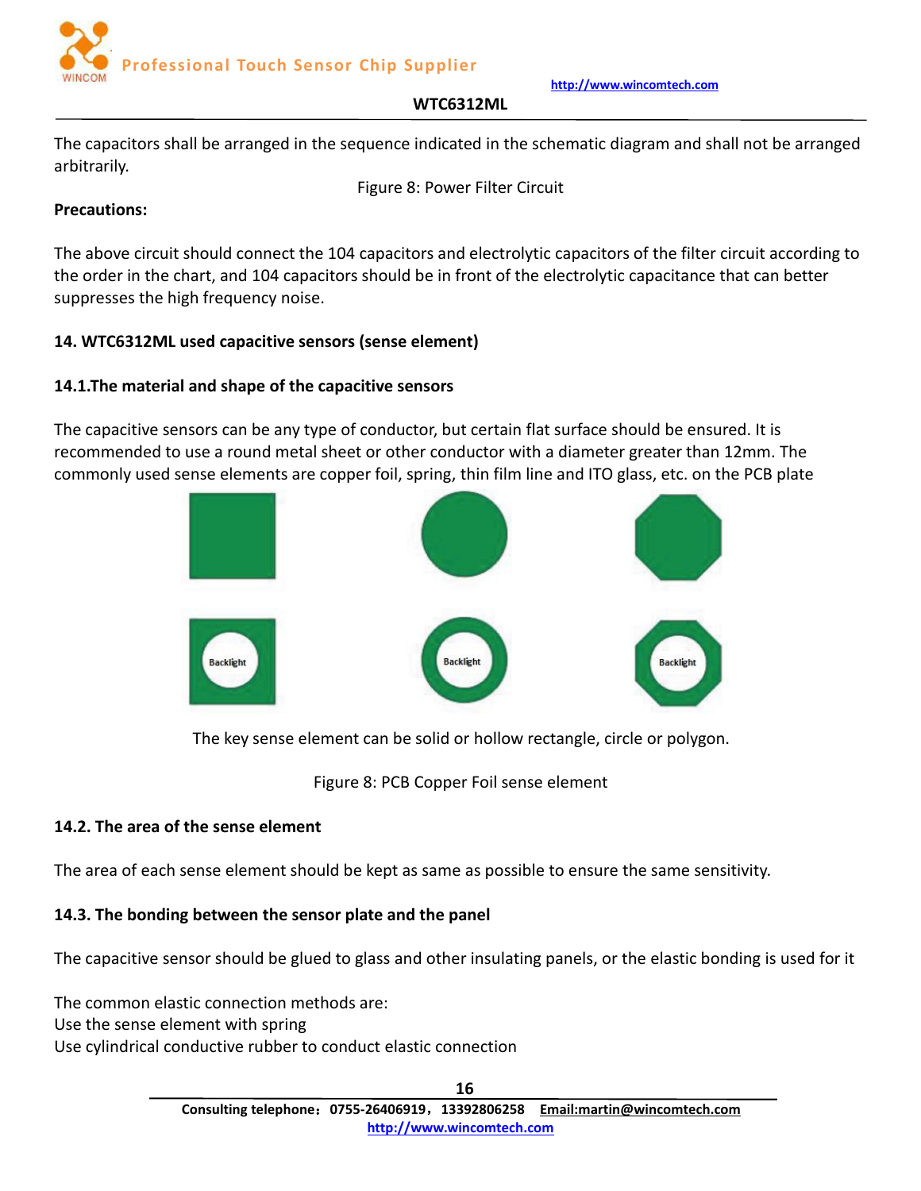The capacitors shall be arranged in the sequence indicated in the schematic diagram and shall not be arranged arbitrarily.

Figure 8: Power Filter Circuit

**Precautions:**

The above circuit should connect the 104 capacitors and electrolytic capacitors of the filter circuit according to the order in the chart, and 104 capacitors should be in front of the electrolytic capacitance that can better suppresses the high frequency noise.

## 14. WTC6312ML used capacitive sensors (sense element)

### 14.1.The material and shape of the capacitive sensors

The capacitive sensors can be any type of conductor, but certain flat surface should be ensured. It is recommended to use a round metal sheet or other conductor with a diameter greater than 12mm. The commonly used sense elements are copper foil, spring, thin film line and ITO glass, etc. on the PCB plate

Backlight Backlight Backlight

The key sense element can be solid or hollow rectangle, circle or polygon.

Figure 8: PCB Copper Foil sense element

### 14.2. The area of the sense element

The area of each sense element should be kept as same as possible to ensure the same sensitivity.

### 14.3. The bonding between the sensor plate and the panel

The capacitive sensor should be glued to glass and other insulating panels, or the elastic bonding is used for it

The common elastic connection methods are:
Use the sense element with spring
Use cylindrical conductive rubber to conduct elastic connection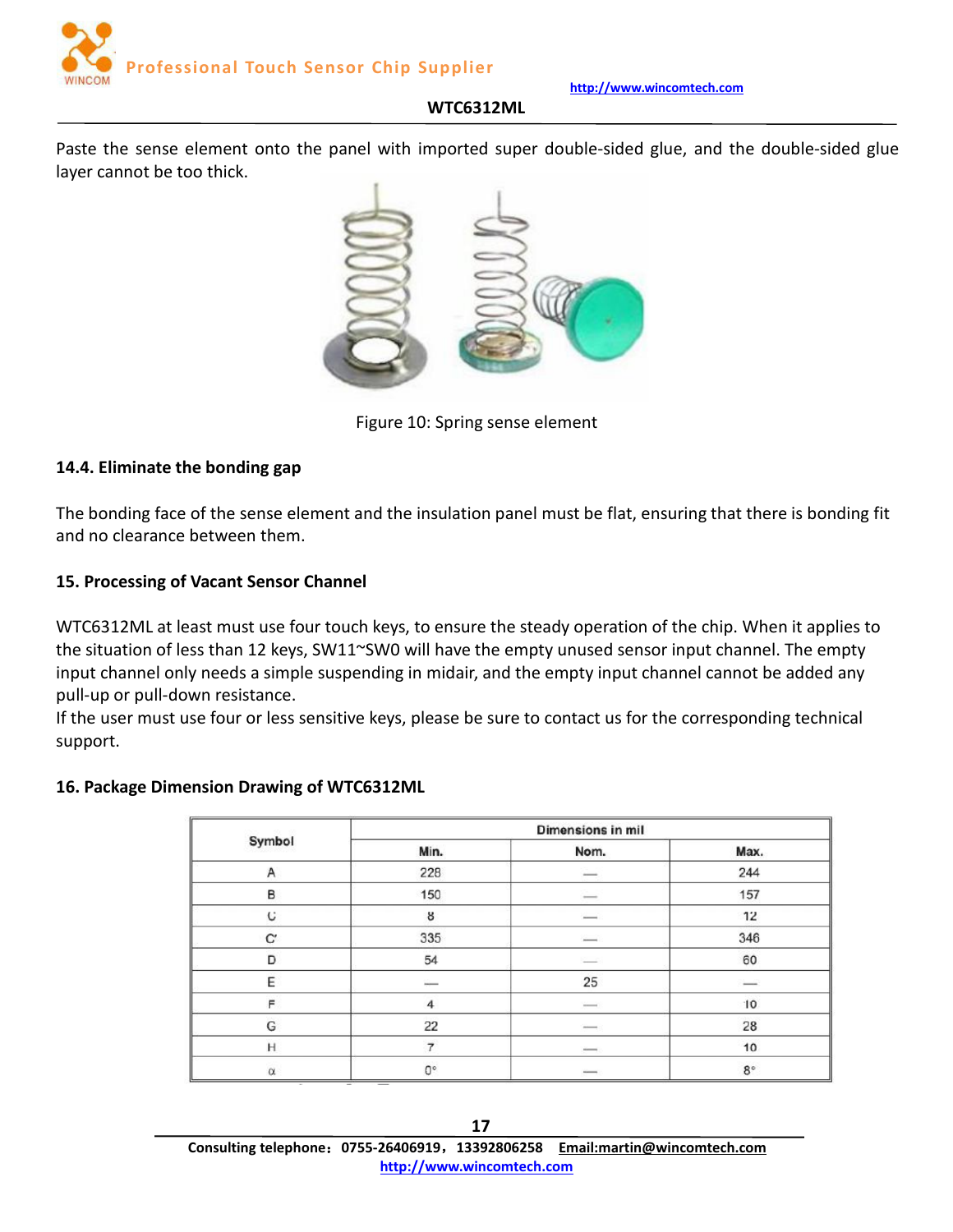Paste the sense element onto the panel with imported super double-sided glue, and the double-sided glue layer cannot be too thick.

Figure 10: Spring sense element

### 14.4. Eliminate the bonding gap

The bonding face of the sense element and the insulation panel must be flat, ensuring that there is bonding fit and no clearance between them.

## 15. Processing of Vacant Sensor Channel

WTC6312ML at least must use four touch keys, to ensure the steady operation of the chip. When it applies to the situation of less than 12 keys, SW11~SW0 will have the empty unused sensor input channel. The empty input channel only needs a simple suspending in midair, and the empty input channel cannot be added any pull-up or pull-down resistance.
If the user must use four or less sensitive keys, please be sure to contact us for the corresponding technical support.

## 16. Package Dimension Drawing of WTC6312ML

| Symbol | Dimensions in mil | | |
|---|---|---|---|
| | Min. | Nom. | Max. |
| A | 228 | — | 244 |
| B | 150 | — | 157 |
| C | 8 | — | 12 |
| C' | 335 | — | 346 |
| D | 54 | — | 60 |
| E | — | 25 | — |
| F | 4 | — | 10 |
| G | 22 | — | 28 |
| H | 7 | — | 10 |
| α | 0° | — | 8° |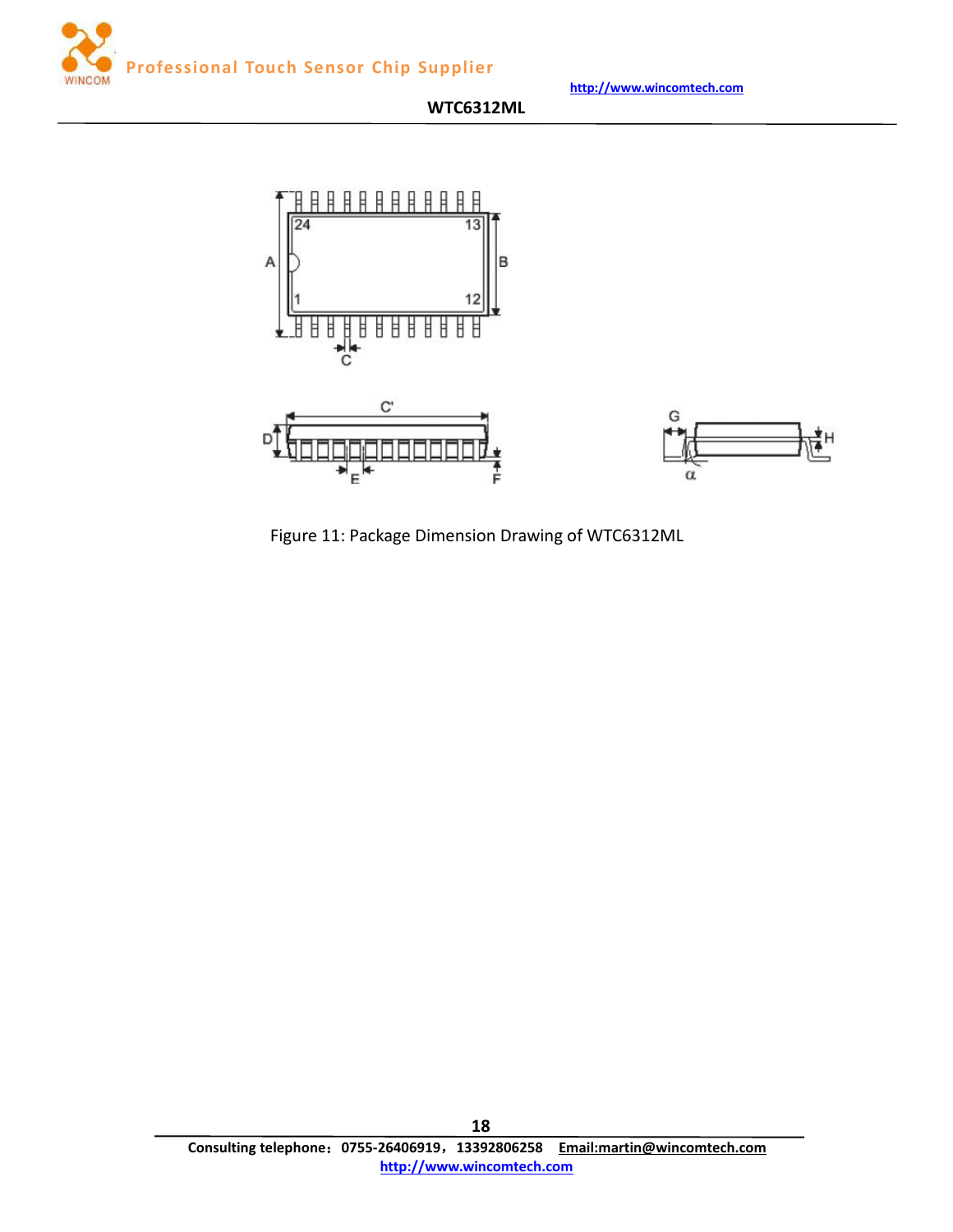A

B

24

13

1

12

C

C'

D

E

F

G

H

α

Figure 11: Package Dimension Drawing of WTC6312ML